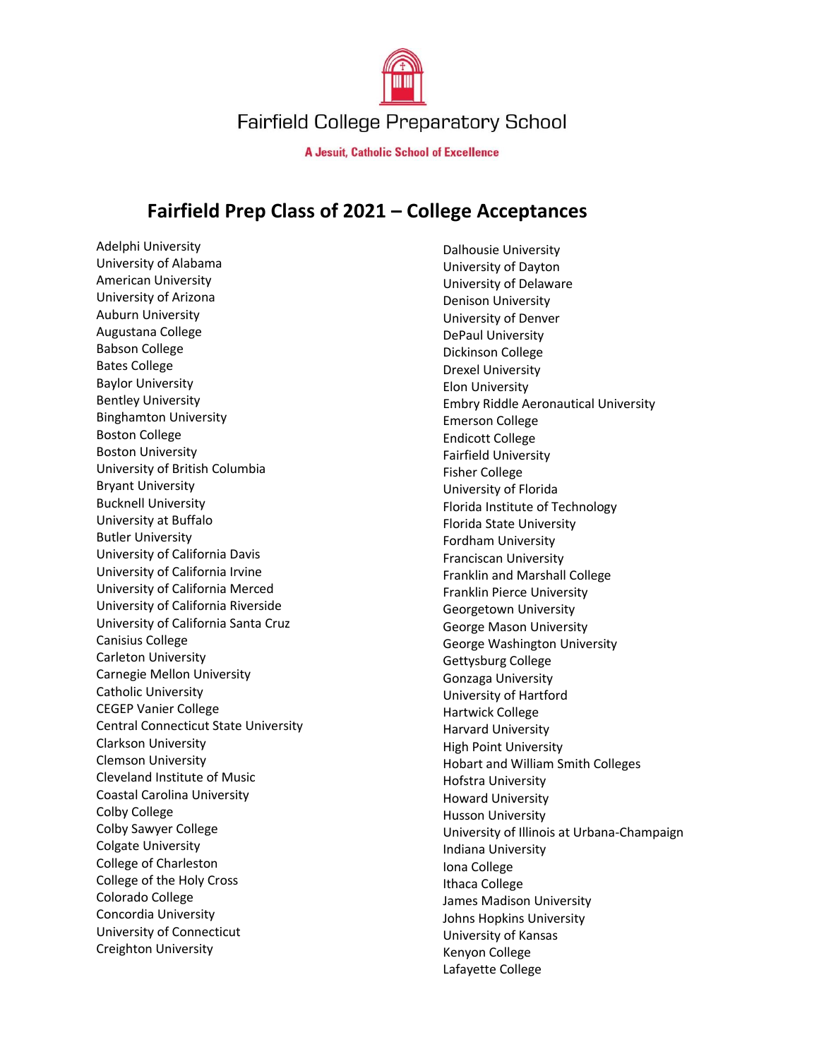Fairfield College Preparatory School

**A Jesuit, Catholic School of Excellence**

# Fairfield Prep Class of 2021 – College Acceptances

Adelphi University
University of Alabama
American University
University of Arizona
Auburn University
Augustana College
Babson College
Bates College
Baylor University
Bentley University
Binghamton University
Boston College
Boston University
University of British Columbia
Bryant University
Bucknell University
University at Buffalo
Butler University
University of California Davis
University of California Irvine
University of California Merced
University of California Riverside
University of California Santa Cruz
Canisius College
Carleton University
Carnegie Mellon University
Catholic University
CEGEP Vanier College
Central Connecticut State University
Clarkson University
Clemson University
Cleveland Institute of Music
Coastal Carolina University
Colby College
Colby Sawyer College
Colgate University
College of Charleston
College of the Holy Cross
Colorado College
Concordia University
University of Connecticut
Creighton University
Dalhousie University
University of Dayton
University of Delaware
Denison University
University of Denver
DePaul University
Dickinson College
Drexel University
Elon University
Embry Riddle Aeronautical University
Emerson College
Endicott College
Fairfield University
Fisher College
University of Florida
Florida Institute of Technology
Florida State University
Fordham University
Franciscan University
Franklin and Marshall College
Franklin Pierce University
Georgetown University
George Mason University
George Washington University
Gettysburg College
Gonzaga University
University of Hartford
Hartwick College
Harvard University
High Point University
Hobart and William Smith Colleges
Hofstra University
Howard University
Husson University
University of Illinois at Urbana-Champaign
Indiana University
Iona College
Ithaca College
James Madison University
Johns Hopkins University
University of Kansas
Kenyon College
Lafayette College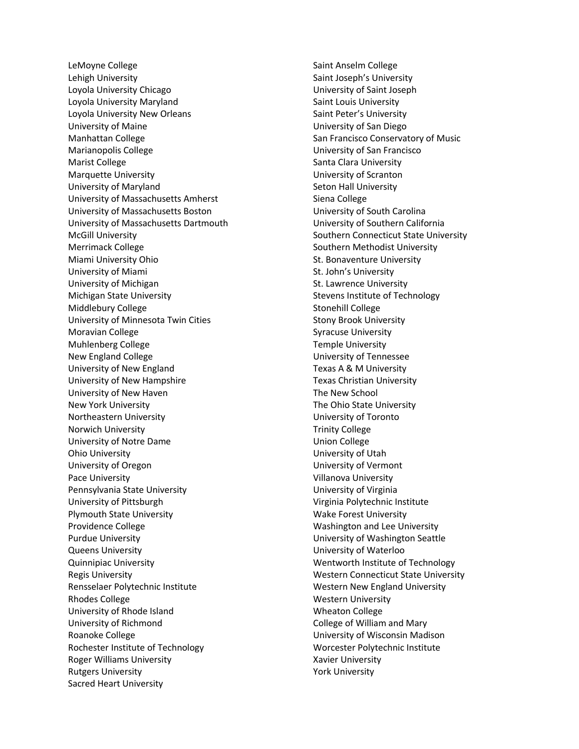LeMoyne College
Lehigh University
Loyola University Chicago
Loyola University Maryland
Loyola University New Orleans
University of Maine
Manhattan College
Marianopolis College
Marist College
Marquette University
University of Maryland
University of Massachusetts Amherst
University of Massachusetts Boston
University of Massachusetts Dartmouth
McGill University
Merrimack College
Miami University Ohio
University of Miami
University of Michigan
Michigan State University
Middlebury College
University of Minnesota Twin Cities
Moravian College
Muhlenberg College
New England College
University of New England
University of New Hampshire
University of New Haven
New York University
Northeastern University
Norwich University
University of Notre Dame
Ohio University
University of Oregon
Pace University
Pennsylvania State University
University of Pittsburgh
Plymouth State University
Providence College
Purdue University
Queens University
Quinnipiac University
Regis University
Rensselaer Polytechnic Institute
Rhodes College
University of Rhode Island
University of Richmond
Roanoke College
Rochester Institute of Technology
Roger Williams University
Rutgers University
Sacred Heart University
Saint Anselm College
Saint Joseph's University
University of Saint Joseph
Saint Louis University
Saint Peter's University
University of San Diego
San Francisco Conservatory of Music
University of San Francisco
Santa Clara University
University of Scranton
Seton Hall University
Siena College
University of South Carolina
University of Southern California
Southern Connecticut State University
Southern Methodist University
St. Bonaventure University
St. John's University
St. Lawrence University
Stevens Institute of Technology
Stonehill College
Stony Brook University
Syracuse University
Temple University
University of Tennessee
Texas A & M University
Texas Christian University
The New School
The Ohio State University
University of Toronto
Trinity College
Union College
University of Utah
University of Vermont
Villanova University
University of Virginia
Virginia Polytechnic Institute
Wake Forest University
Washington and Lee University
University of Washington Seattle
University of Waterloo
Wentworth Institute of Technology
Western Connecticut State University
Western New England University
Western University
Wheaton College
College of William and Mary
University of Wisconsin Madison
Worcester Polytechnic Institute
Xavier University
York University